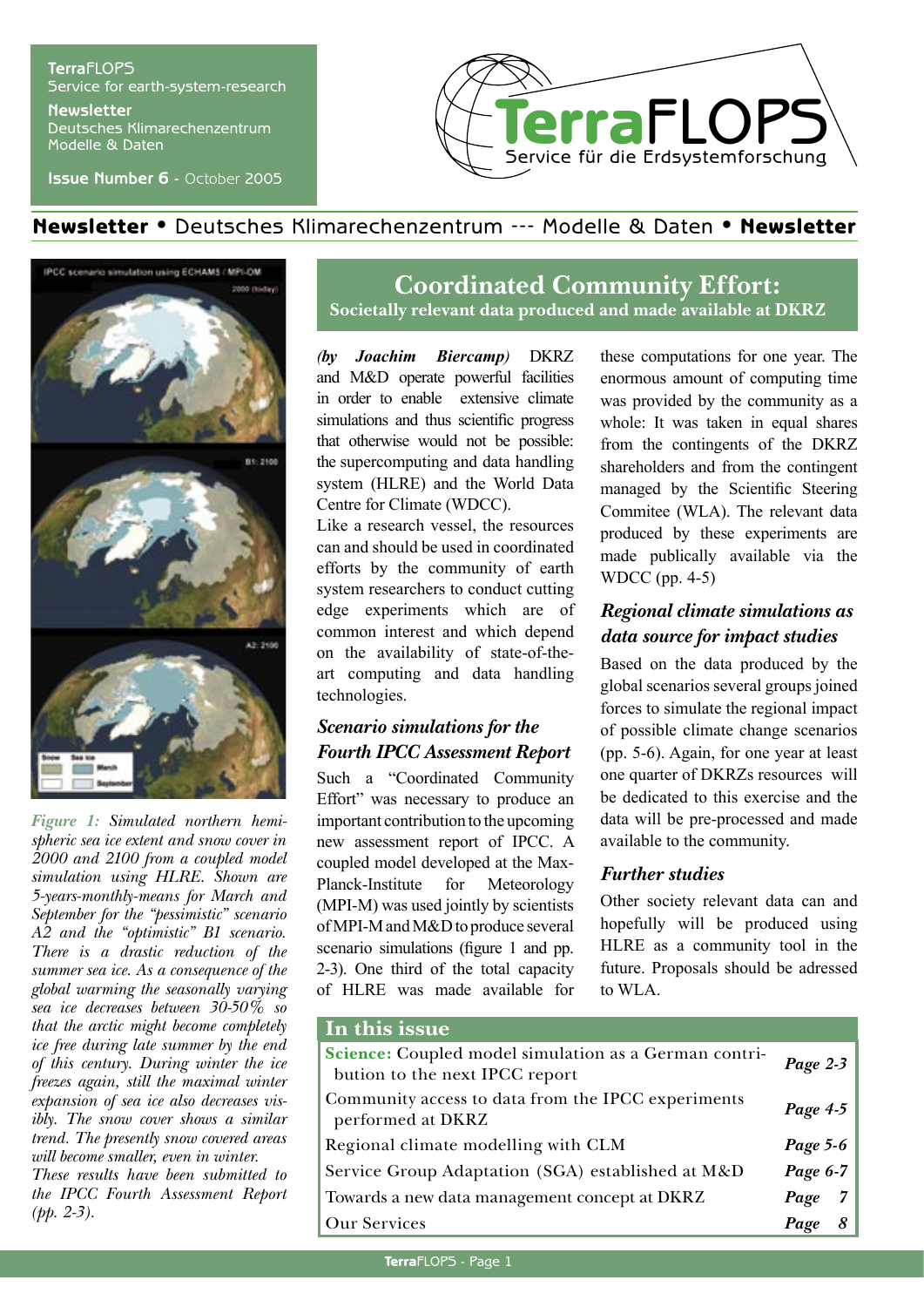TerraFLOPS
Service for earth-system-research

Newsletter
Deutsches Klimarechenzentrum
Modelle & Daten

Issue Number 6 - October 2005

**TerraFLOPS**
Service für die Erdsystemforschung

**Newsletter** • Deutsches Klimarechenzentrum --- Modelle & Daten • **Newsletter**

# Coordinated Community Effort:

## Societally relevant data produced and made available at DKRZ

*(by Joachim Biercamp)* DKRZ and M&D operate powerful facilities in order to enable extensive climate simulations and thus scientific progress that otherwise would not be possible: the supercomputing and data handling system (HLRE) and the World Data Centre for Climate (WDCC).

Like a research vessel, the resources can and should be used in coordinated efforts by the community of earth system researchers to conduct cutting edge experiments which are of common interest and which depend on the availability of state-of-the-art computing and data handling technologies.

### *Scenario simulations for the Fourth IPCC Assessment Report*

Such a "Coordinated Community Effort" was necessary to produce an important contribution to the upcoming new assessment report of IPCC. A coupled model developed at the Max-Planck-Institute for Meteorology (MPI-M) was used jointly by scientists of MPI-M and M&D to produce several scenario simulations (figure 1 and pp. 2-3). One third of the total capacity of HLRE was made available for these computations for one year. The enormous amount of computing time was provided by the community as a whole: It was taken in equal shares from the contingents of the DKRZ shareholders and from the contingent managed by the Scientific Steering Commitee (WLA). The relevant data produced by these experiments are made publically available via the WDCC (pp. 4-5)

### *Regional climate simulations as data source for impact studies*

Based on the data produced by the global scenarios several groups joined forces to simulate the regional impact of possible climate change scenarios (pp. 5-6). Again, for one year at least one quarter of DKRZs resources will be dedicated to this exercise and the data will be pre-processed and made available to the community.

### *Further studies*

Other society relevant data can and hopefully will be produced using HLRE as a community tool in the future. Proposals should be adressed to WLA.

*Figure 1: Simulated northern hemispheric sea ice extent and snow cover in 2000 and 2100 from a coupled model simulation using HLRE. Shown are 5-years-monthly-means for March and September for the "pessimistic" scenario A2 and the "optimistic" B1 scenario. There is a drastic reduction of the summer sea ice. As a consequence of the global warming the seasonally varying sea ice decreases between 30-50% so that the arctic might become completely ice free during late summer by the end of this century. During winter the ice freezes again, still the maximal winter expansion of sea ice also decreases visibly. The snow cover shows a similar trend. The presently snow covered areas will become smaller, even in winter. These results have submitted to the IPCC Fourth Assessment Report (pp. 2-3).*

## In this issue

| | |
|---|---|
| **Science:** Coupled model simulation as a German contribution to the next IPCC report | *Page 2-3* |
| Community access to data from the IPCC experiments performed at DKRZ | *Page 4-5* |
| Regional climate modelling with CLM | *Page 5-6* |
| Service Group Adaptation (SGA) established at M&D | *Page 6-7* |
| Towards a new data management concept at DKRZ | *Page 7* |
| Our Services | *Page 8* |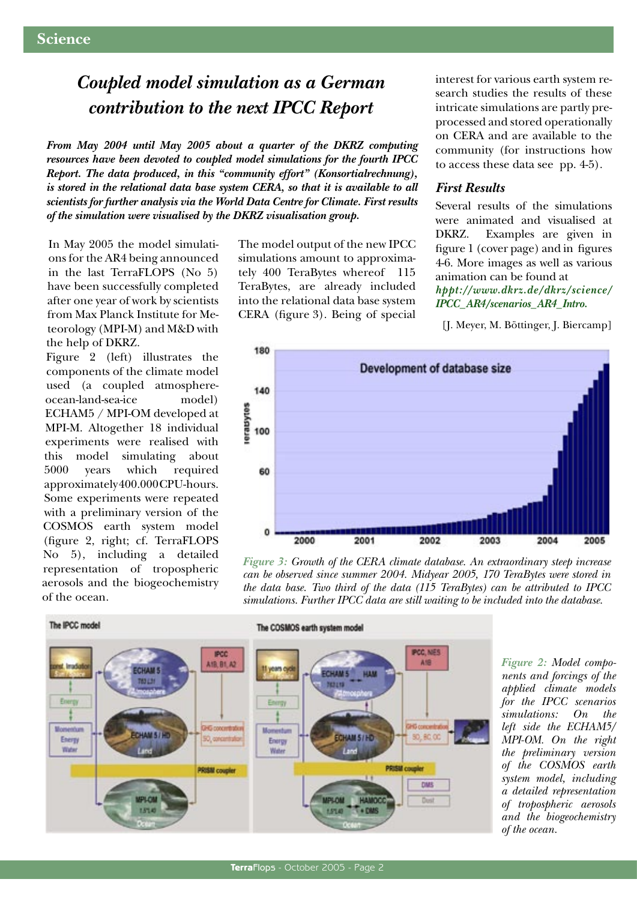# Coupled model simulation as a German contribution to the next IPCC Report

***From May 2004 until May 2005 about a quarter of the DKRZ computing resources have been devoted to coupled model simulations for the fourth IPCC Report. The data produced, in this "community effort" (Konsortialrechnung), is stored in the relational data base system CERA, so that it is available to all scientists for further analysis via the World Data Centre for Climate. First results of the simulation were visualised by the DKRZ visualisation group.***

In May 2005 the model simulations for the AR4 being announced in the last TerraFLOPS (No 5) have been successfully completed after one year of work by scientists from Max Planck Institute for Meteorology (MPI-M) and M&D with the help of DKRZ.

Figure 2 (left) illustrates the components of the climate model used (a coupled atmosphere-ocean-land-sea-ice model) ECHAM5 / MPI-OM developed at MPI-M. Altogether 18 individual experiments were realised with this model simulating about 5000 years which required approximately 400.000 CPU-hours. Some experiments were repeated with a preliminary version of the COSMOS earth system model (figure 2, right; cf. TerraFLOPS No 5), including a detailed representation of tropospheric aerosols and the biogeochemistry of the ocean.

The model output of the new IPCC simulations amount to approximately 400 TeraBytes whereof 115 TeraBytes, are already included into the relational data base system CERA (figure 3). Being of special interest for various earth system research studies the results of these intricate simulations are partly preprocessed and stored operationally on CERA and are available to the community (for instructions how to access these data see pp. 4-5).

## First Results

Several results of the simulations were animated and visualised at DKRZ. Examples are given in figure 1 (cover page) and in figures 4-6. More images as well as various animation can be found at ***hppt://www.dkrz.de/dkrz/science/IPCC_AR4/scenarios_AR4_Intro.***

[J. Meyer, M. Böttinger, J. Biercamp]

*Figure 3: Growth of the CERA climate database. An extraordinary steep increase can be observed since summer 2004. Midyear 2005, 170 TeraBytes were stored in the data base. Two third of the data (115 TeraBytes) can be attributed to IPCC simulations. Further IPCC data are still waiting to be included into the database.*

*Figure 2: Model components and forcings of the applied climate models for the IPCC scenarios simulations: On the left side the ECHAM5/MPI-OM. On the right the preliminary version of the COSMOS earth system model, including a detailed representation of tropospheric aerosols and the biogeochemistry of the ocean.*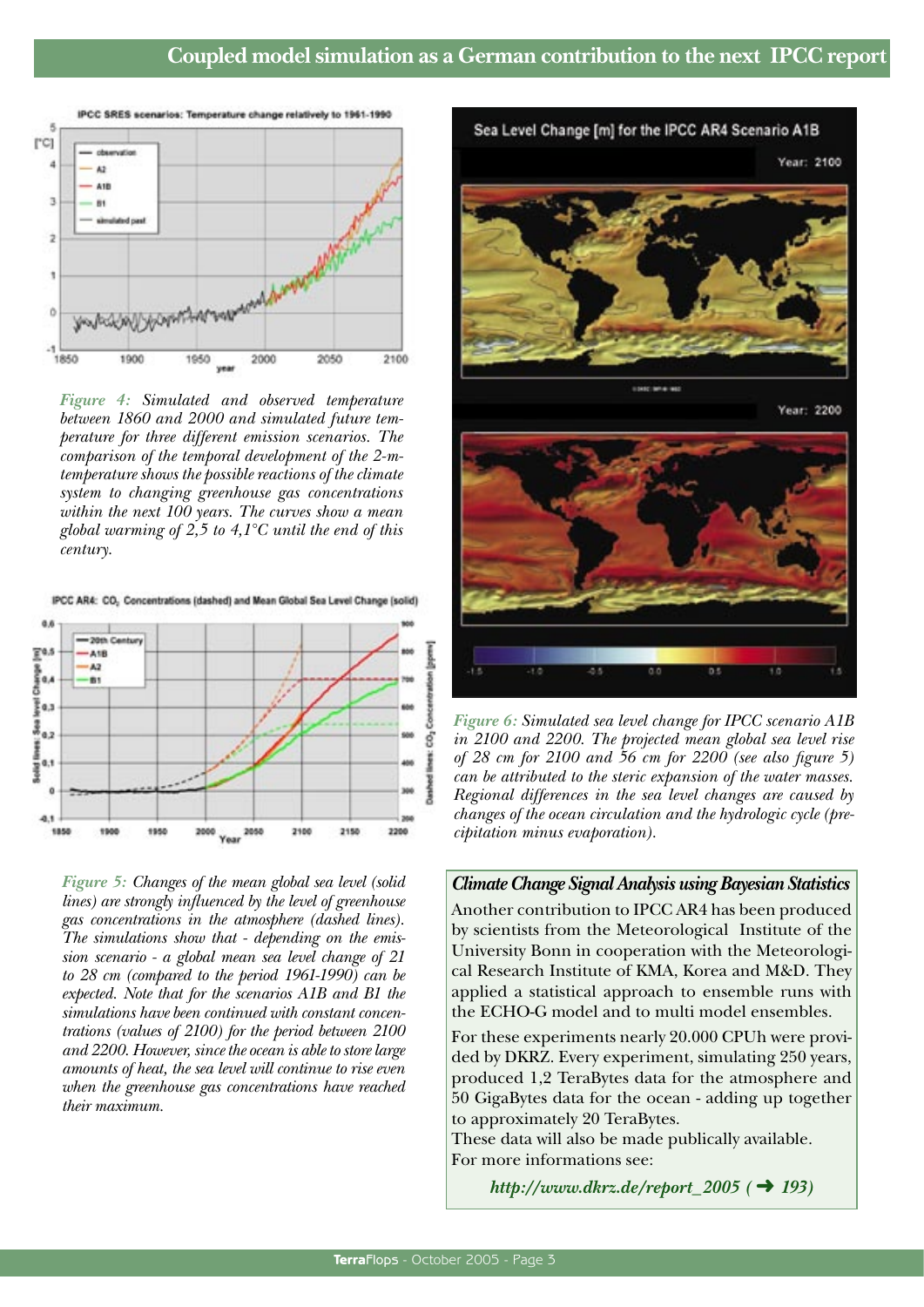## Coupled model simulation as a German contribution to the next IPCC report

*Figure 4: Simulated and observed temperature between 1860 and 2000 and simulated future temperature for three different emission scenarios. The comparison of the temporal development of the 2-m-temperature shows the possible reactions of the climate system to changing greenhouse gas concentrations within the next 100 years. The curves show a mean global warming of 2,5 to 4,1°C until the end of this century.*

*Figure 5: Changes of the mean global sea level (solid lines) are strongly influenced by the level of greenhouse gas concentrations in the atmosphere (dashed lines). The simulations show that - depending on the emission scenario - a global mean sea level change of 21 to 28 cm (compared to the period 1961-1990) can be expected. Note that for the scenarios A1B and B1 the simulations have been continued with constant concentrations (values of 2100) for the period between 2100 and 2200. However, since the ocean is able to store large amounts of heat, the sea level will continue to rise even when the greenhouse gas concentrations have reached their maximum.*

*Figure 6: Simulated sea level change for IPCC scenario A1B in 2100 and 2200. The projected mean global sea level rise of 28 cm for 2100 and 56 cm for 2200 (see also figure 5) can be attributed to the steric expansion of the water masses. Regional differences in the sea level changes are caused by changes of the ocean circulation and the hydrologic cycle (precipitation minus evaporation).*

### Climate Change Signal Analysis using Bayesian Statistics

Another contribution to IPCC AR4 has been produced by scientists from the Meteorological Institute of the University Bonn in cooperation with the Meteorological Research Institute of KMA, Korea and M&D. They applied a statistical approach to ensemble runs with the ECHO-G model and to multi model ensembles.

For these experiments nearly 20.000 CPUh were provided by DKRZ. Every experiment, simulating 250 years, produced 1,2 TeraBytes data for the atmosphere and 50 GigaBytes data for the ocean - adding up together to approximately 20 TeraBytes.

These data will also be made publically available.

For more informations see:

*http://www.dkrz.de/report_2005 (➜ 193)*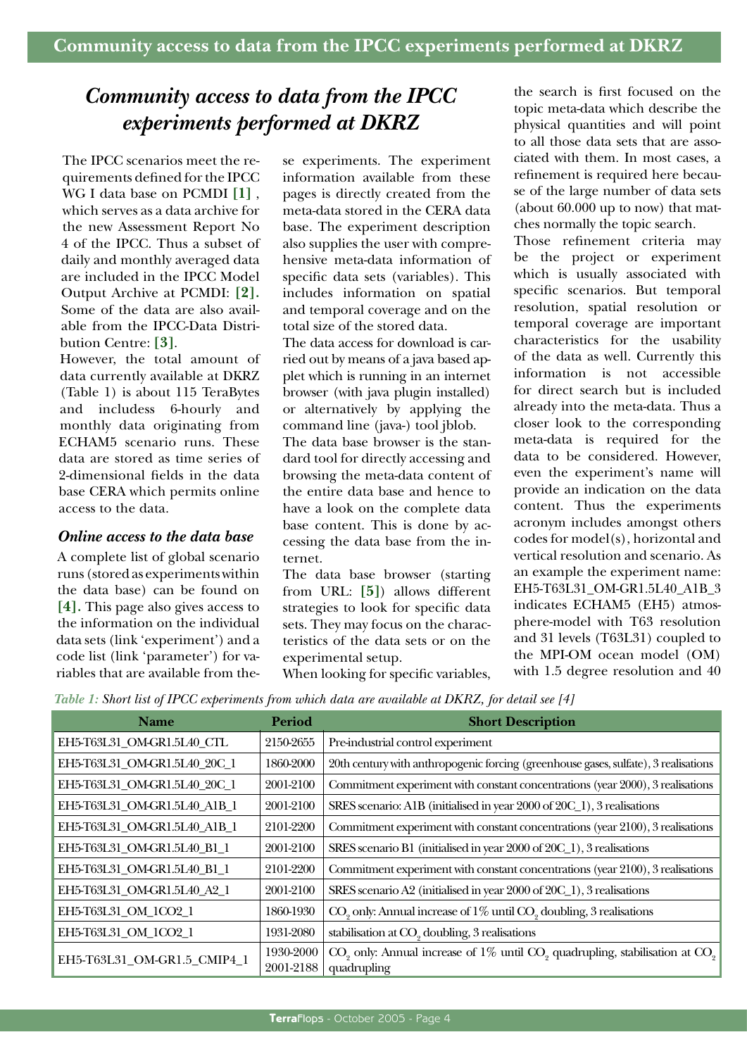# Community access to data from the IPCC experiments performed at DKRZ

The IPCC scenarios meet the requirements defined for the IPCC WG I data base on PCMDI **[1]** , which serves as a data archive for the new Assessment Report No 4 of the IPCC. Thus a subset of daily and monthly averaged data are included in the IPCC Model Output Archive at PCMDI: **[2].** Some of the data are also available from the IPCC-Data Distribution Centre: **[3]**.

However, the total amount of data currently available at DKRZ (Table 1) is about 115 TeraBytes and includess 6-hourly and monthly data originating from ECHAM5 scenario runs. These data are stored as time series of 2-dimensional fields in the data base CERA which permits online access to the data.

### *Online access to the data base*

A complete list of global scenario runs (stored as experiments within the data base) can be found on **[4].** This page also gives access to the information on the individual data sets (link 'experiment') and a code list (link 'parameter') for variables that are available from these experiments. The experiment information available from these pages is directly created from the meta-data stored in the CERA data base. The experiment description also supplies the user with comprehensive meta-data information of specific data sets (variables). This includes information on spatial and temporal coverage and on the total size of the stored data.

The data access for download is carried out by means of a java based applet which is running in an internet browser (with java plugin installed) or alternatively by applying the command line (java-) tool jblob.

The data base browser is the standard tool for directly accessing and browsing the meta-data content of the entire data base and hence to have a look on the complete data base content. This is done by accessing the data base from the internet.

The data base browser (starting from URL: **[5]**) allows different strategies to look for specific data sets. They may focus on the characteristics of the data sets or on the experimental setup.

When looking for specific variables, the search is first focused on the topic meta-data which describe the physical quantities and will point to all those data sets that are associated with them. In most cases, a refinement is required here because of the large number of data sets (about 60.000 up to now) that matches normally the topic search.

Those refinement criteria may be the project or experiment which is usually associated with specific scenarios. But temporal resolution, spatial resolution or temporal coverage are important characteristics for the usability of the data as well. Currently this information is not accessible for direct search but is included already into the meta-data. Thus a closer look to the corresponding meta-data is required for the data to be considered. However, even the experiment's name will provide an indication on the data content. Thus the experiments acronym includes amongst others codes for model(s), horizontal and vertical resolution and scenario. As an example the experiment name: EH5-T63L31_OM-GR1.5L40_A1B_3 indicates ECHAM5 (EH5) atmosphere-model with T63 resolution and 31 levels (T63L31) coupled to the MPI-OM ocean model (OM) with 1.5 degree resolution and 40

*Table 1: Short list of IPCC experiments from which data are available at DKRZ, for detail see [4]*

| Name | Period | Short Description |
|---|---|---|
| EH5-T63L31_OM-GR1.5L40_CTL | 2150-2655 | Pre-industrial control experiment |
| EH5-T63L31_OM-GR1.5L40_20C_1 | 1860-2000 | 20th century with anthropogenic forcing (greenhouse gases, sulfate), 3 realisations |
| EH5-T63L31_OM-GR1.5L40_20C_1 | 2001-2100 | Commitment experiment with constant concentrations (year 2000), 3 realisations |
| EH5-T63L31_OM-GR1.5L40_A1B_1 | 2001-2100 | SRES scenario: A1B (initialised in year 2000 of 20C_1), 3 realisations |
| EH5-T63L31_OM-GR1.5L40_A1B_1 | 2101-2200 | Commitment experiment with constant concentrations (year 2100), 3 realisations |
| EH5-T63L31_OM-GR1.5L40_B1_1 | 2001-2100 | SRES scenario B1 (initialised in year 2000 of 20C_1), 3 realisations |
| EH5-T63L31_OM-GR1.5L40_B1_1 | 2101-2200 | Commitment experiment with constant concentrations (year 2100), 3 realisations |
| EH5-T63L31_OM-GR1.5L40_A2_1 | 2001-2100 | SRES scenario A2 (initialised in year 2000 of 20C_1), 3 realisations |
| EH5-T63L31_OM_1CO2_1 | 1860-1930 | $CO_2$ only: Annual increase of 1% until $CO_2$ doubling, 3 realisations |
| EH5-T63L31_OM_1CO2_1 | 1931-2080 | stabilisation at $CO_2$ doubling, 3 realisations |
| EH5-T63L31_OM-GR1.5_CMIP4_1 | 1930-2000 2001-2188 | $CO_2$ only: Annual increase of 1% until $CO_2$ quadrupling, stabilisation at $CO_2$ quadrupling |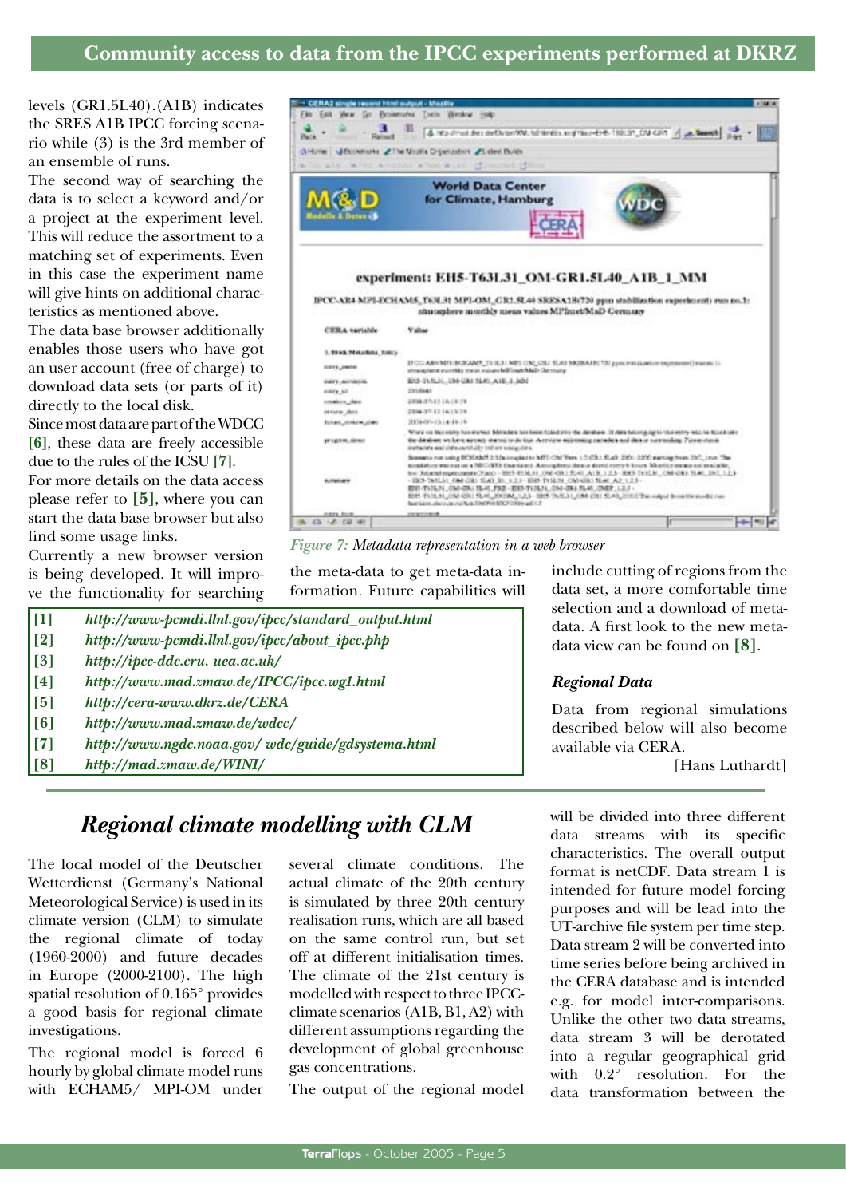## Community access to data from the IPCC experiments performed at DKRZ

levels (GR1.5L40).(A1B) indicates the SRES A1B IPCC forcing scenario while (3) is the 3rd member of an ensemble of runs.

The second way of searching the data is to select a keyword and/or a project at the experiment level. This will reduce the assortment to a matching set of experiments. Even in this case the experiment name will give hints on additional characteristics as mentioned above.

The data base browser additionally enables those users who have got an user account (free of charge) to download data sets (or parts of it) directly to the local disk.

Since most data are part of the WDCC **[6]**, these data are freely accessible due to the rules of the ICSU **[7]**.

For more details on the data access please refer to **[5]**, where you can start the data base browser but also find some usage links.

Currently a new browser version is being developed. It will improve the functionality for searching the meta-data to get meta-data information. Future capabilities will include cutting of regions from the data set, a more comfortable time selection and a download of meta-data. A first look to the new meta-data view can be found on **[8]**.

*Figure 7: Metadata representation in a web browser*

**[1]** *http://www-pcmdi.llnl.gov/ipcc/standard_output.html*
**[2]** *http://www-pcmdi.llnl.gov/ipcc/about_ipcc.php*
**[3]** *http://ipcc-ddc.cru. uea.ac.uk/*
**[4]** *http://www.mad.zmaw.de/IPCC/ipcc.wg1.html*
**[5]** *http://cera-www.dkrz.de/CERA*
**[6]** *http://www.mad.zmaw.de/wdcc/*
**[7]** *http://www.ngdc.noaa.gov/ wdc/guide/gdsystema.html*
**[8]** *http://mad.zmaw.de/WINI/*

### *Regional Data*

Data from regional simulations described below will also become available via CERA.

[Hans Luthardt]

## *Regional climate modelling with CLM*

The local model of the Deutscher Wetterdienst (Germany's National Meteorological Service) is used in its climate version (CLM) to simulate the regional climate of today (1960-2000) and future decades in Europe (2000-2100). The high spatial resolution of 0.165° provides a good basis for regional climate investigations.

The regional model is forced 6 hourly by global climate model runs with ECHAM5/ MPI-OM under several climate conditions. The actual climate of the 20th century is simulated by three 20th century realisation runs, which are all based on the same control run, but set off at different initialisation times. The climate of the 21st century is modelled with respect to three IPCC-climate scenarios (A1B, B1, A2) with different assumptions regarding the development of global greenhouse gas concentrations.

The output of the regional model will be divided into three different data streams with its specific characteristics. The overall output format is netCDF. Data stream 1 is intended for future model forcing purposes and will be lead into the UT-archive file system per time step. Data stream 2 will be converted into time series before being archived in the CERA database and is intended e.g. for model inter-comparisons. Unlike the other two data streams, data stream 3 will be derotated into a regular geographical grid with 0.2° resolution. For the data transformation between the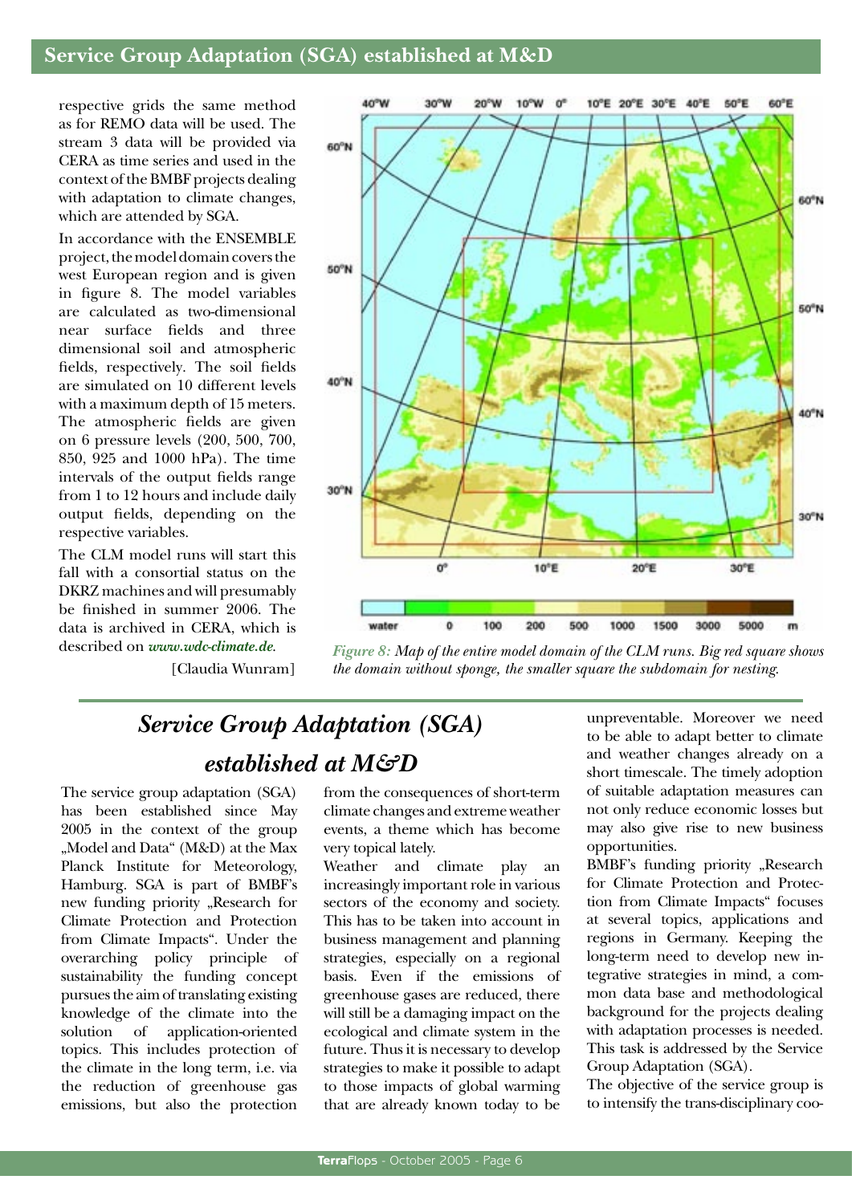respective grids the same method as for REMO data will be used. The stream 3 data will be provided via CERA as time series and used in the context of the BMBF projects dealing with adaptation to climate changes, which are attended by SGA.

In accordance with the ENSEMBLE project, the model domain covers the west European region and is given in figure 8. The model variables are calculated as two-dimensional near surface fields and three dimensional soil and atmospheric fields, respectively. The soil fields are simulated on 10 different levels with a maximum depth of 15 meters. The atmospheric fields are given on 6 pressure levels (200, 500, 700, 850, 925 and 1000 hPa). The time intervals of the output fields range from 1 to 12 hours and include daily output fields, depending on the respective variables.

The CLM model runs will start this fall with a consortial status on the DKRZ machines and will presumably be finished in summer 2006. The data is archived in CERA, which is described on ***www.wdc-climate.de***.

[Claudia Wunram]

*Figure 8: Map of the entire model domain of the CLM runs. Big red square shows the domain without sponge, the smaller square the subdomain for nesting.*

## *Service Group Adaptation (SGA) established at M&D*

The service group adaptation (SGA) has been established since May 2005 in the context of the group „Model and Data" (M&D) at the Max Planck Institute for Meteorology, Hamburg. SGA is part of BMBF's new funding priority „Research for Climate Protection and Protection from Climate Impacts". Under the overarching policy principle of sustainability the funding concept pursues the aim of translating existing knowledge of the climate into the solution of application-oriented topics. This includes protection of the climate in the long term, i.e. via the reduction of greenhouse gas emissions, but also the protection from the consequences of short-term climate changes and extreme weather events, a theme which has become very topical lately.

Weather and climate play an increasingly important role in various sectors of the economy and society. This has to be taken into account in business management and planning strategies, especially on a regional basis. Even if the emissions of greenhouse gases are reduced, there will still be a damaging impact on the ecological and climate system in the future. Thus it is necessary to develop strategies to make it possible to adapt to those impacts of global warming that are already known today to be unpreventable. Moreover we need to be able to adapt better to climate and weather changes already on a short timescale. The timely adoption of suitable adaptation measures can not only reduce economic losses but may also give rise to new business opportunities.

BMBF's funding priority „Research for Climate Protection and Protection from Climate Impacts" focuses at several topics, applications and regions in Germany. Keeping the long-term need to develop new integrative strategies in mind, a common data base and methodological background for the projects dealing with adaptation processes is needed. This task is addressed by the Service Group Adaptation (SGA).

The objective of the service group is to intensify the trans-disciplinary coo-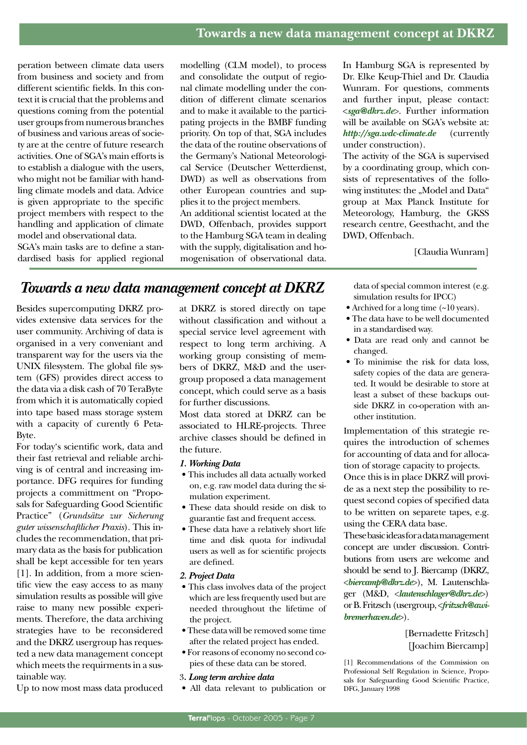peration between climate data users from business and society and from different scientific fields. In this context it is crucial that the problems and questions coming from the potential user groups from numerous branches of business and various areas of society are at the centre of future research activities. One of SGA's main efforts is to establish a dialogue with the users, who might not be familiar with handling climate models and data. Advice is given appropriate to the specific project members with respect to the handling and application of climate model and observational data.

SGA's main tasks are to define a standardised basis for applied regional modelling (CLM model), to process and consolidate the output of regional climate modelling under the condition of different climate scenarios and to make it available to the participating projects in the BMBF funding priority. On top of that, SGA includes the data of the routine observations of the Germany's National Meteorological Service (Deutscher Wetterdienst, DWD) as well as observations from other European countries and supplies it to the project members.

An additional scientist located at the DWD, Offenbach, provides support to the Hamburg SGA team in dealing with the supply, digitalisation and homogenisation of observational data.

In Hamburg SGA is represented by Dr. Elke Keup-Thiel and Dr. Claudia Wunram. For questions, comments and further input, please contact: <*sga@dkrz.de*>. Further information will be available on SGA's website at: *http://sga.wdc-climate.de* (currently under construction).

The activity of the SGA is supervised by a coordinating group, which consists of representatives of the following institutes: the „Model and Data" group at Max Planck Institute for Meteorology, Hamburg, the GKSS research centre, Geesthacht, and the DWD, Offenbach.

[Claudia Wunram]

## *Towards a new data management concept at DKRZ*

Besides supercomputing DKRZ provides extensive data services for the user community. Archiving of data is organised in a very conveniant and transparent way for the users via the UNIX filesystem. The global file system (GFS) provides direct access to the data via a disk cash of 70 TeraByte from which it is automatically copied into tape based mass storage system with a capacity of curently 6 PetaByte.

For today's scientific work, data and their fast retrieval and reliable archiving is of central and increasing importance. DFG requires for funding projects a committment on "Proposals for Safeguarding Good Scientific Practice" (*Grundsätze zur Sicherung guter wissenschaftlicher Praxis*). This includes the recommendation, that primary data as the basis for publication shall be kept accessible for ten years [1]. In addition, from a more scientific view the easy access to as many simulation results as possible will give raise to many new possible experiments. Therefore, the data archiving strategies have to be reconsidered and the DKRZ usergroup has requested a new data management concept which meets the requirments in a sustainable way.

Up to now most mass data produced at DKRZ is stored directly on tape without classification and without a special service level agreement with respect to long term archiving. A working group consisting of members of DKRZ, M&D and the usergroup proposed a data management concept, which could serve as a basis for further discussions.

Most data stored at DKRZ can be associated to HLRE-projects. Three archive classes should be defined in the future.

*1. Working Data*

- This includes all data actually worked on, e.g. raw model data during the simulation experiment.
- These data should reside on disk to guarantie fast and frequent access.
- These data have a relatively short life time and disk quota for indivudal users as well as for scientific projects are defined.

*2. Project Data*

- This class involves data of the project which are less frequently used but are needed throughout the lifetime of the project.
- These data will be removed some time after the related project has ended.
- For reasons of economy no second copies of these data can be stored.

3*. Long term archive data*

- All data relevant to publication or data of special common interest (e.g. simulation results for IPCC)
- Archived for a long time (~10 years).
- The data have to be well documented in a standardised way.
- Data are read only and cannot be changed.
- To minimise the risk for data loss, safety copies of the data are generated. It would be desirable to store at least a subset of these backups outside DKRZ in co-operation with another institution.

Implementation of this strategie requires the introduction of schemes for accounting of data and for allocation of storage capacity to projects.

Once this is in place DKRZ will provide as a next step the possibility to request second copies of specified data to be written on separete tapes, e.g. using the CERA data base.

These basic ideas for a data management concept are under discussion. Contributions from users are welcome and should be send to J. Biercamp (DKRZ, <*biercamp@dkrz.de*>), M. Lautenschlager (M&D, <*lautenschlager@dkrz.de*>) or B. Fritzsch (usergroup, <*fritzsch@awi-bremerhaven.de*>).

[Bernadette Fritzsch]
[Joachim Biercamp]

[1] Recommendations of the Commission on Professional Self Regulation in Science, Proposals for Safeguarding Good Scientific Practice, DFG, January 1998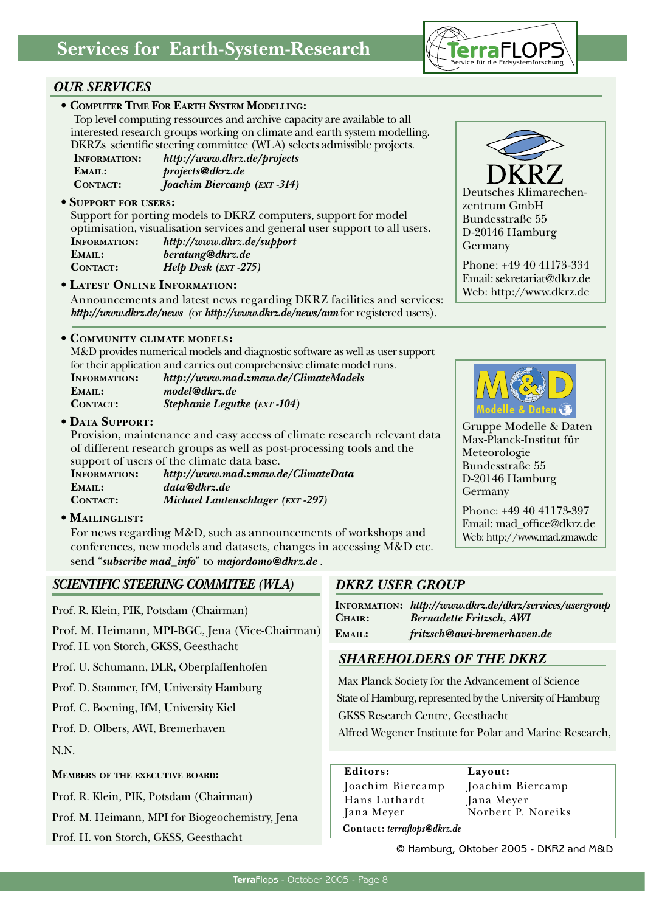# Services for Earth-System-Research

TerraFLOPS
Service für die Erdsystemforschung

## OUR SERVICES

- **COMPUTER TIME FOR EARTH SYSTEM MODELLING:**
  Top level computing ressources and archive capacity are available to all interested research groups working on climate and earth system modelling. DKRZs scientific steering committee (WLA) selects admissible projects.
  **INFORMATION:** *http://www.dkrz.de/projects*
  **EMAIL:** *projects@dkrz.de*
  **CONTACT:** *Joachim Biercamp (EXT -314)*

- **SUPPORT FOR USERS:**
  Support for porting models to DKRZ computers, support for model optimisation, visualisation services and general user support to all users.
  **INFORMATION:** *http://www.dkrz.de/support*
  **EMAIL:** *beratung@dkrz.de*
  **CONTACT:** *Help Desk (EXT -275)*

- **LATEST ONLINE INFORMATION:**
  Announcements and latest news regarding DKRZ facilities and services: *http://www.dkrz.de/news* (or *http://www.dkrz.de/news/ann* for registered users).

DKRZ
Deutsches Klimarechenzentrum GmbH
Bundesstraße 55
D-20146 Hamburg
Germany

Phone: +49 40 41173-334
Email: sekretariat@dkrz.de
Web: http://www.dkrz.de

- **COMMUNITY CLIMATE MODELS:**
  M&D provides numerical models and diagnostic software as well as user support for their application and carries out comprehensive climate model runs.
  **INFORMATION:** *http://www.mad.zmaw.de/ClimateModels*
  **EMAIL:** *model@dkrz.de*
  **CONTACT:** *Stephanie Legutke (EXT -104)*

- **DATA SUPPORT:**
  Provision, maintenance and easy access of climate research relevant data of different research groups as well as post-processing tools and the support of users of the climate data base.
  **INFORMATION:** *http://www.mad.zmaw.de/ClimateData*
  **EMAIL:** *data@dkrz.de*
  **CONTACT:** *Michael Lautenschlager (EXT -297)*

- **MAILINGLIST:**
  For news regarding M&D, such as announcements of workshops and conferences, new models and datasets, changes in accessing M&D etc. send "*subscribe mad_info*" to *majordomo@dkrz.de* .

M&D Modelle & Daten
Gruppe Modelle & Daten
Max-Planck-Institut für Meteorologie
Bundesstraße 55
D-20146 Hamburg
Germany

Phone: +49 40 41173-397
Email: mad_office@dkrz.de
Web: http://www.mad.zmaw.de

## SCIENTIFIC STEERING COMMITEE (WLA)

Prof. R. Klein, PIK, Potsdam (Chairman)

Prof. M. Heimann, MPI-BGC, Jena (Vice-Chairman)

Prof. H. von Storch, GKSS, Geesthacht

Prof. U. Schumann, DLR, Oberpfaffenhofen

Prof. D. Stammer, IfM, University Hamburg

Prof. C. Boening, IfM, University Kiel

Prof. D. Olbers, AWI, Bremerhaven

N.N.

**MEMBERS OF THE EXECUTIVE BOARD:**

Prof. R. Klein, PIK, Potsdam (Chairman)

Prof. M. Heimann, MPI for Biogeochemistry, Jena

Prof. H. von Storch, GKSS, Geesthacht

## DKRZ USER GROUP

**INFORMATION:** *http://www.dkrz.de/dkrz/services/usergroup*
**CHAIR:** *Bernadette Fritzsch, AWI*
**EMAIL:** *fritzsch@awi-bremerhaven.de*

## SHAREHOLDERS OF THE DKRZ

Max Planck Society for the Advancement of Science

State of Hamburg, represented by the University of Hamburg

GKSS Research Centre, Geesthacht

Alfred Wegener Institute for Polar and Marine Research,

**Editors:**
Joachim Biercamp
Hans Luthardt
Jana Meyer

**Layout:**
Joachim Biercamp
Jana Meyer
Norbert P. Noreiks

**Contact:** *terraflops@dkrz.de*

© Hamburg, Oktober 2005 - DKRZ and M&D